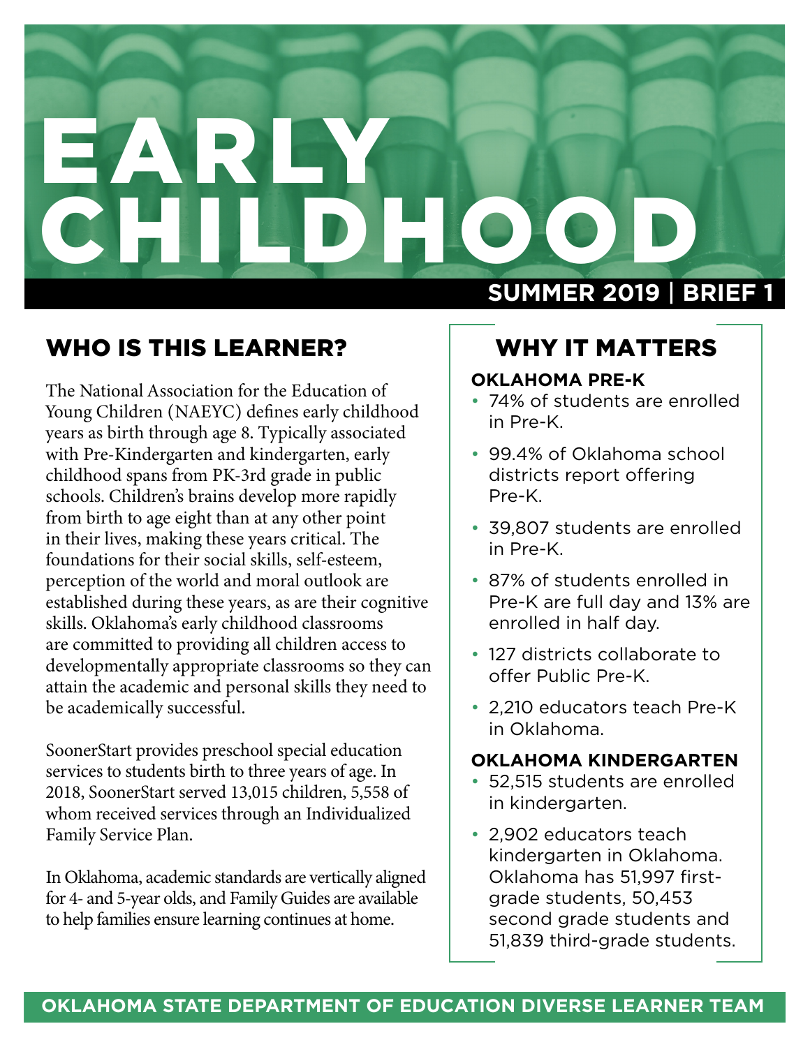# EARLY CHILDHOOD

**SUMMER 2019 | BRIEF 1**

## WHO IS THIS LEARNER?

The National Association for the Education of Young Children (NAEYC) defines early childhood years as birth through age 8. Typically associated with Pre-Kindergarten and kindergarten, early childhood spans from PK-3rd grade in public schools. Children's brains develop more rapidly from birth to age eight than at any other point in their lives, making these years critical. The foundations for their social skills, self-esteem, perception of the world and moral outlook are established during these years, as are their cognitive skills. Oklahoma's early childhood classrooms are committed to providing all children access to developmentally appropriate classrooms so they can attain the academic and personal skills they need to be academically successful.

SoonerStart provides preschool special education services to students birth to three years of age. In 2018, SoonerStart served 13,015 children, 5,558 of whom received services through an Individualized Family Service Plan.

In Oklahoma, academic standards are vertically aligned for 4- and 5-year olds, and Family Guides are available to help families ensure learning continues at home.

## WHY IT MATTERS

### OKLAHOMA PRE-K

- 74% of students are enrolled in Pre-K.
- 99.4% of Oklahoma school districts report offering Pre-K.
- 39,807 students are enrolled in Pre-K.
- 87% of students enrolled in Pre-K are full day and 13% are enrolled in half day.
- 127 districts collaborate to offer Public Pre-K.
- 2,210 educators teach Pre-K in Oklahoma.

### OKLAHOMA KINDERGARTEN

- 52,515 students are enrolled in kindergarten.
- 2,902 educators teach kindergarten in Oklahoma. Oklahoma has 51,997 first-grade students, 50,453 second grade students and 51,839 third-grade students.

**OKLAHOMA STATE DEPARTMENT OF EDUCATION DIVERSE LEARNER TEAM**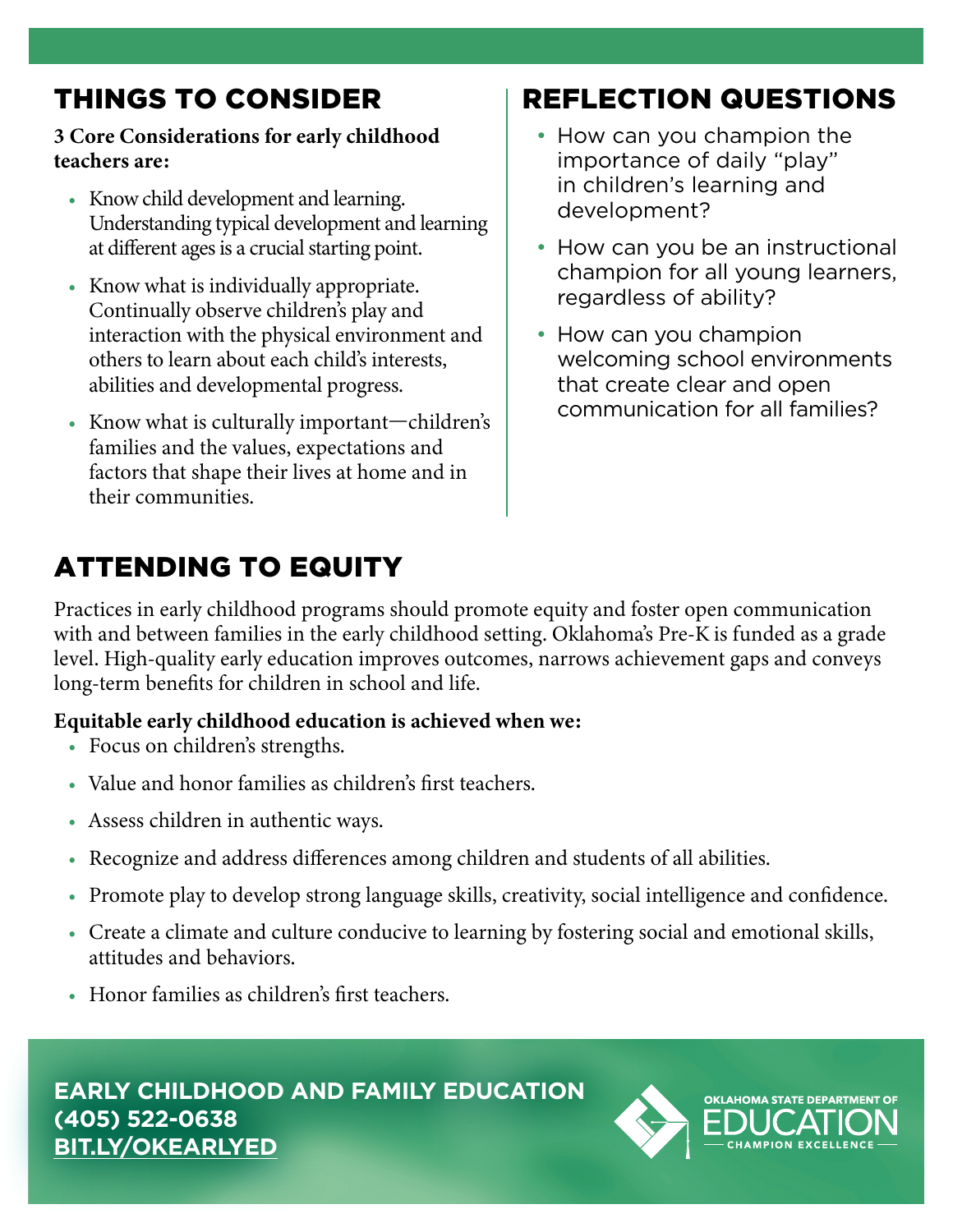## THINGS TO CONSIDER

**3 Core Considerations for early childhood teachers are:**

- Know child development and learning. Understanding typical development and learning at different ages is a crucial starting point.
- Know what is individually appropriate. Continually observe children's play and interaction with the physical environment and others to learn about each child's interests, abilities and developmental progress.
- Know what is culturally important—children's families and the values, expectations and factors that shape their lives at home and in their communities.

## REFLECTION QUESTIONS

- How can you champion the importance of daily "play" in children's learning and development?
- How can you be an instructional champion for all young learners, regardless of ability?
- How can you champion welcoming school environments that create clear and open communication for all families?

## ATTENDING TO EQUITY

Practices in early childhood programs should promote equity and foster open communication with and between families in the early childhood setting. Oklahoma's Pre-K is funded as a grade level. High-quality early education improves outcomes, narrows achievement gaps and conveys long-term benefits for children in school and life.

**Equitable early childhood education is achieved when we:**

- Focus on children's strengths.
- Value and honor families as children's first teachers.
- Assess children in authentic ways.
- Recognize and address differences among children and students of all abilities.
- Promote play to develop strong language skills, creativity, social intelligence and confidence.
- Create a climate and culture conducive to learning by fostering social and emotional skills, attitudes and behaviors.
- Honor families as children's first teachers.

**EARLY CHILDHOOD AND FAMILY EDUCATION**
**(405) 522-0638**
**BIT.LY/OKEARLYED**

OKLAHOMA STATE DEPARTMENT OF EDUCATION — CHAMPION EXCELLENCE